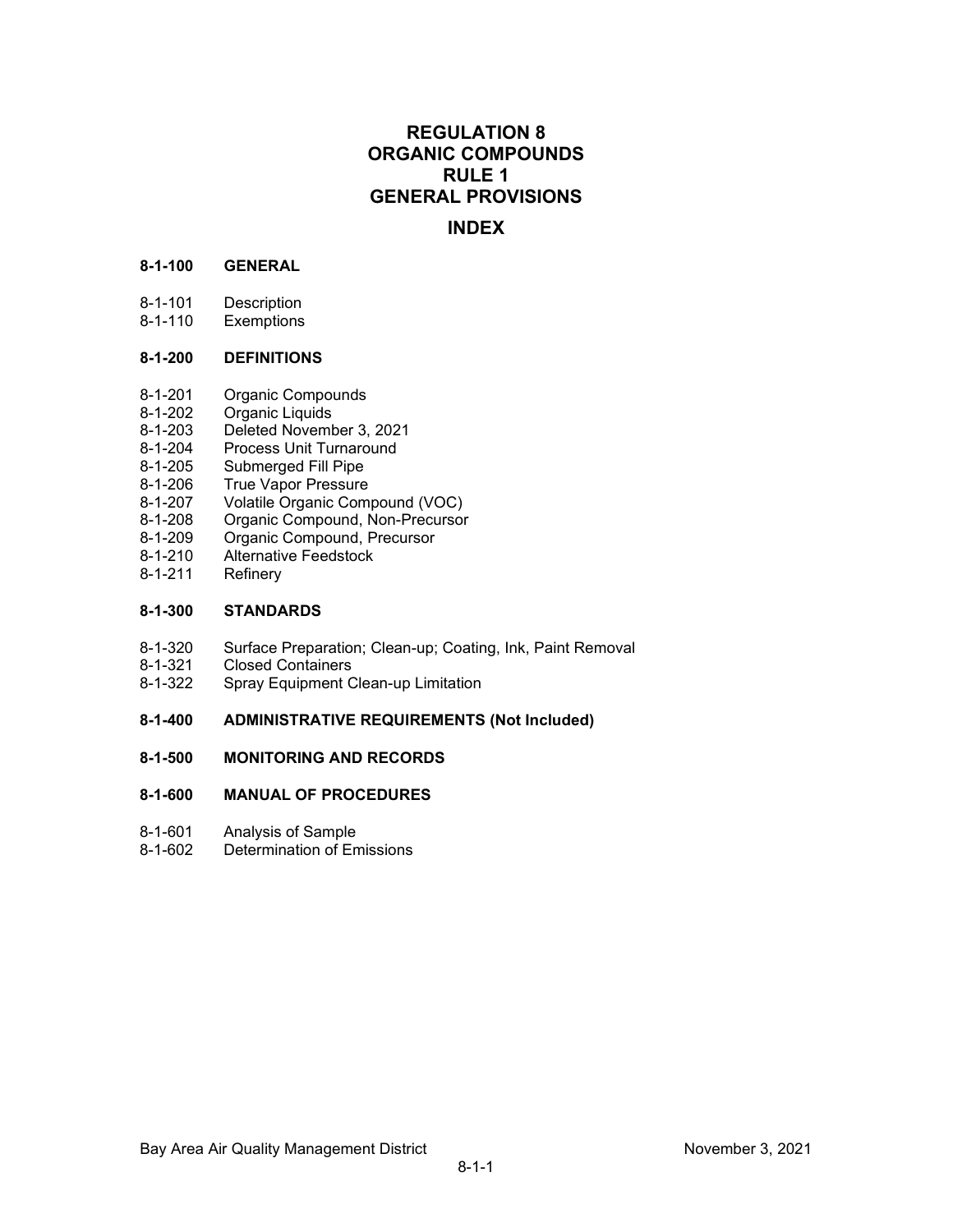# REGULATION 8
# ORGANIC COMPOUNDS
# RULE 1
# GENERAL PROVISIONS

## INDEX

**8-1-100 GENERAL**

8-1-101 Description
8-1-110 Exemptions

**8-1-200 DEFINITIONS**

8-1-201 Organic Compounds
8-1-202 Organic Liquids
8-1-203 Deleted November 3, 2021
8-1-204 Process Unit Turnaround
8-1-205 Submerged Fill Pipe
8-1-206 True Vapor Pressure
8-1-207 Volatile Organic Compound (VOC)
8-1-208 Organic Compound, Non-Precursor
8-1-209 Organic Compound, Precursor
8-1-210 Alternative Feedstock
8-1-211 Refinery

**8-1-300 STANDARDS**

8-1-320 Surface Preparation; Clean-up; Coating, Ink, Paint Removal
8-1-321 Closed Containers
8-1-322 Spray Equipment Clean-up Limitation

**8-1-400 ADMINISTRATIVE REQUIREMENTS (Not Included)**

**8-1-500 MONITORING AND RECORDS**

**8-1-600 MANUAL OF PROCEDURES**

8-1-601 Analysis of Sample
8-1-602 Determination of Emissions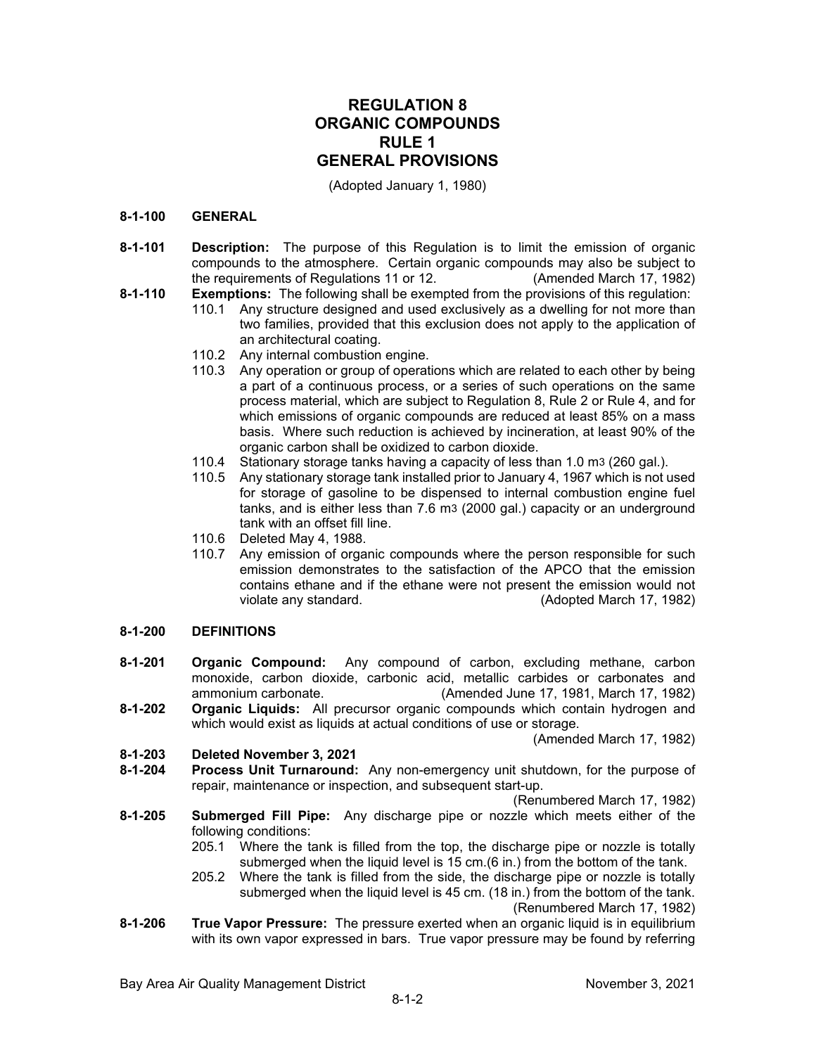# REGULATION 8
# ORGANIC COMPOUNDS
# RULE 1
# GENERAL PROVISIONS

(Adopted January 1, 1980)

## 8-1-100 GENERAL

**8-1-101 Description:** The purpose of this Regulation is to limit the emission of organic compounds to the atmosphere. Certain organic compounds may also be subject to the requirements of Regulations 11 or 12. (Amended March 17, 1982)

**8-1-110 Exemptions:** The following shall be exempted from the provisions of this regulation:

110.1 Any structure designed and used exclusively as a dwelling for not more than two families, provided that this exclusion does not apply to the application of an architectural coating.

110.2 Any internal combustion engine.

110.3 Any operation or group of operations which are related to each other by being a part of a continuous process, or a series of such operations on the same process material, which are subject to Regulation 8, Rule 2 or Rule 4, and for which emissions of organic compounds are reduced at least 85% on a mass basis. Where such reduction is achieved by incineration, at least 90% of the organic carbon shall be oxidized to carbon dioxide.

110.4 Stationary storage tanks having a capacity of less than 1.0 $m^3$ (260 gal.).

110.5 Any stationary storage tank installed prior to January 4, 1967 which is not used for storage of gasoline to be dispensed to internal combustion engine fuel tanks, and is either less than 7.6 $m^3$ (2000 gal.) capacity or an underground tank with an offset fill line.

110.6 Deleted May 4, 1988.

110.7 Any emission of organic compounds where the person responsible for such emission demonstrates to the satisfaction of the APCO that the emission contains ethane and if the ethane were not present the emission would not violate any standard. (Adopted March 17, 1982)

## 8-1-200 DEFINITIONS

**8-1-201 Organic Compound:** Any compound of carbon, excluding methane, carbon monoxide, carbon dioxide, carbonic acid, metallic carbides or carbonates and ammonium carbonate. (Amended June 17, 1981, March 17, 1982)

**8-1-202 Organic Liquids:** All precursor organic compounds which contain hydrogen and which would exist as liquids at actual conditions of use or storage.

(Amended March 17, 1982)

**8-1-203 Deleted November 3, 2021**

**8-1-204 Process Unit Turnaround:** Any non-emergency unit shutdown, for the purpose of repair, maintenance or inspection, and subsequent start-up.

(Renumbered March 17, 1982)

**8-1-205 Submerged Fill Pipe:** Any discharge pipe or nozzle which meets either of the following conditions:

205.1 Where the tank is filled from the top, the discharge pipe or nozzle is totally submerged when the liquid level is 15 cm.(6 in.) from the bottom of the tank.

205.2 Where the tank is filled from the side, the discharge pipe or nozzle is totally submerged when the liquid level is 45 cm. (18 in.) from the bottom of the tank.

(Renumbered March 17, 1982)

**8-1-206 True Vapor Pressure:** The pressure exerted when an organic liquid is in equilibrium with its own vapor expressed in bars. True vapor pressure may be found by referring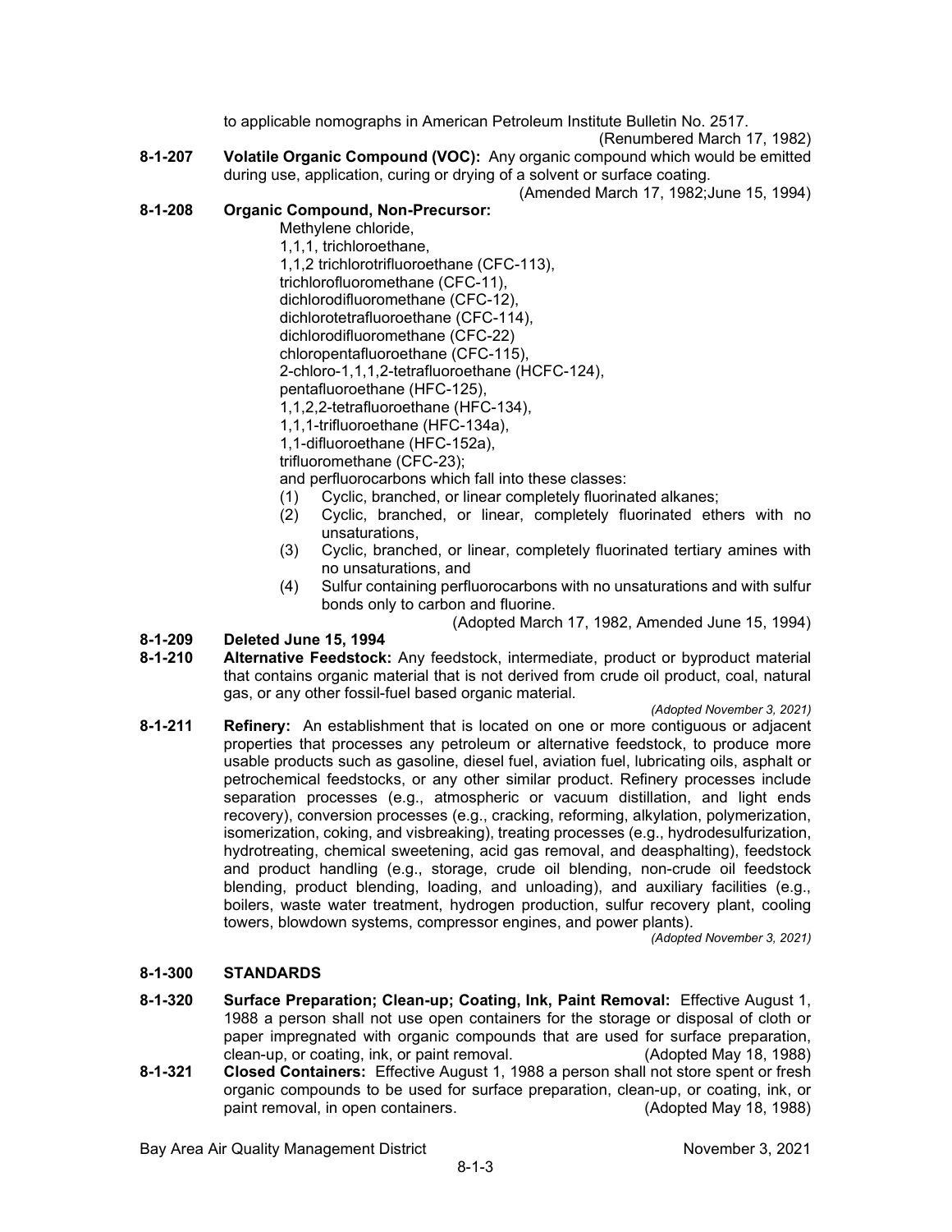to applicable nomographs in American Petroleum Institute Bulletin No. 2517.

(Renumbered March 17, 1982)

**8-1-207 Volatile Organic Compound (VOC):** Any organic compound which would be emitted during use, application, curing or drying of a solvent or surface coating.

(Amended March 17, 1982;June 15, 1994)

**8-1-208 Organic Compound, Non-Precursor:**

Methylene chloride,
1,1,1, trichloroethane,
1,1,2 trichlorotrifluoroethane (CFC-113),
trichlorofluoromethane (CFC-11),
dichlorodifluoromethane (CFC-12),
dichlorotetrafluoroethane (CFC-114),
dichlorodifluoromethane (CFC-22)
chloropentafluoroethane (CFC-115),
2-chloro-1,1,1,2-tetrafluoroethane (HCFC-124),
pentafluoroethane (HFC-125),
1,1,2,2-tetrafluoroethane (HFC-134),
1,1,1-trifluoroethane (HFC-134a),
1,1-difluoroethane (HFC-152a),
trifluoromethane (CFC-23);
and perfluorocarbons which fall into these classes:

(1) Cyclic, branched, or linear completely fluorinated alkanes;
(2) Cyclic, branched, or linear, completely fluorinated ethers with no unsaturations,
(3) Cyclic, branched, or linear, completely fluorinated tertiary amines with no unsaturations, and
(4) Sulfur containing perfluorocarbons with no unsaturations and with sulfur bonds only to carbon and fluorine.

(Adopted March 17, 1982, Amended June 15, 1994)

**8-1-209 Deleted June 15, 1994**

**8-1-210 Alternative Feedstock:** Any feedstock, intermediate, product or byproduct material that contains organic material that is not derived from crude oil product, coal, natural gas, or any other fossil-fuel based organic material.

*(Adopted November 3, 2021)*

**8-1-211 Refinery:** An establishment that is located on one or more contiguous or adjacent properties that processes any petroleum or alternative feedstock, to produce more usable products such as gasoline, diesel fuel, aviation fuel, lubricating oils, asphalt or petrochemical feedstocks, or any other similar product. Refinery processes include separation processes (e.g., atmospheric or vacuum distillation, and light ends recovery), conversion processes (e.g., cracking, reforming, alkylation, polymerization, isomerization, coking, and visbreaking), treating processes (e.g., hydrodesulfurization, hydrotreating, chemical sweetening, acid gas removal, and deasphalting), feedstock and product handling (e.g., storage, crude oil blending, non-crude oil feedstock blending, product blending, loading, and unloading), and auxiliary facilities (e.g., boilers, waste water treatment, hydrogen production, sulfur recovery plant, cooling towers, blowdown systems, compressor engines, and power plants).

*(Adopted November 3, 2021)*

## 8-1-300 STANDARDS

**8-1-320 Surface Preparation; Clean-up; Coating, Ink, Paint Removal:** Effective August 1, 1988 a person shall not use open containers for the storage or disposal of cloth or paper impregnated with organic compounds that are used for surface preparation, clean-up, or coating, ink, or paint removal. (Adopted May 18, 1988)

**8-1-321 Closed Containers:** Effective August 1, 1988 a person shall not store spent or fresh organic compounds to be used for surface preparation, clean-up, or coating, ink, or paint removal, in open containers. (Adopted May 18, 1988)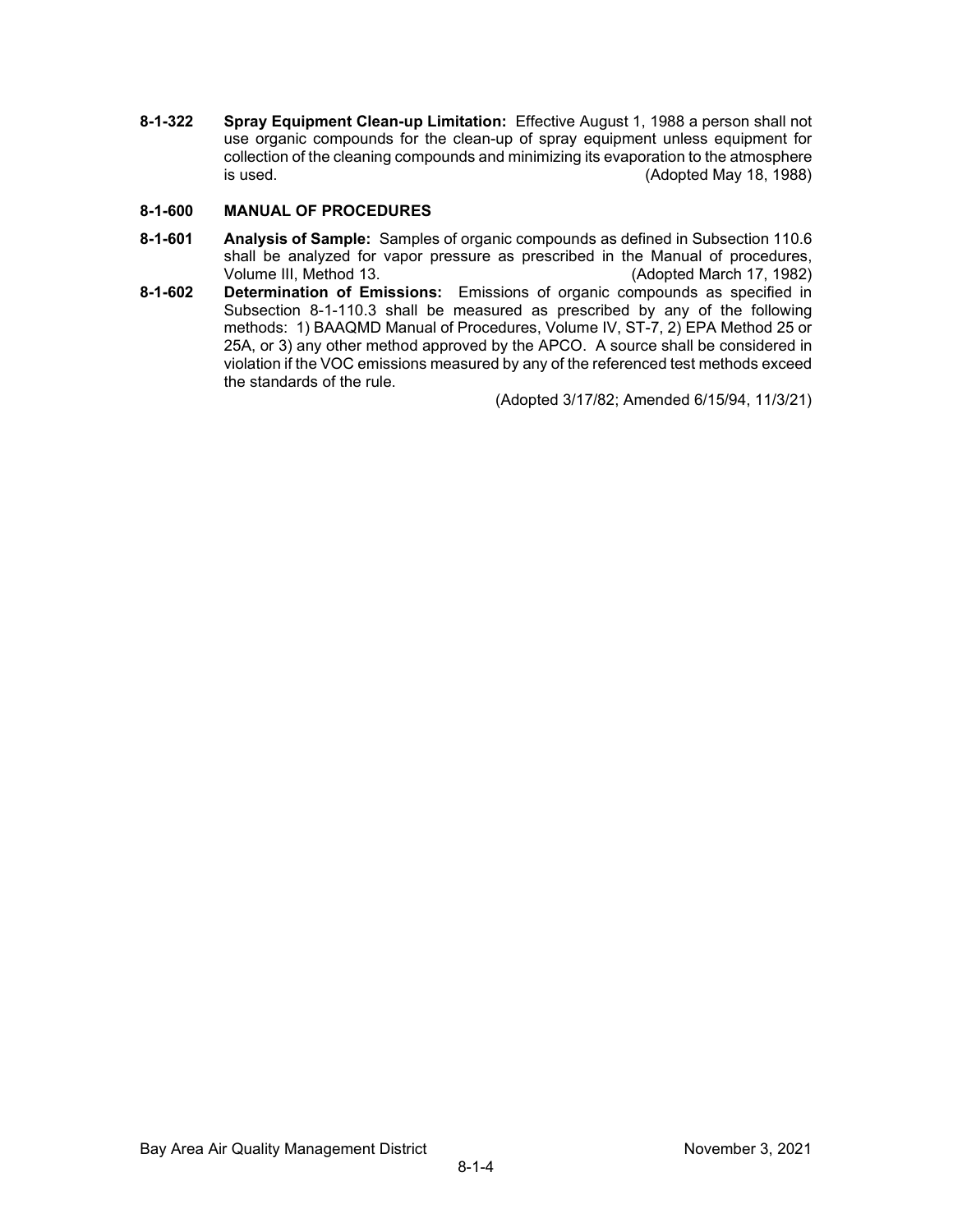**8-1-322 Spray Equipment Clean-up Limitation:** Effective August 1, 1988 a person shall not use organic compounds for the clean-up of spray equipment unless equipment for collection of the cleaning compounds and minimizing its evaporation to the atmosphere is used. (Adopted May 18, 1988)

## 8-1-600 MANUAL OF PROCEDURES

**8-1-601 Analysis of Sample:** Samples of organic compounds as defined in Subsection 110.6 shall be analyzed for vapor pressure as prescribed in the Manual of procedures, Volume III, Method 13. (Adopted March 17, 1982)

**8-1-602 Determination of Emissions:** Emissions of organic compounds as specified in Subsection 8-1-110.3 shall be measured as prescribed by any of the following methods: 1) BAAQMD Manual of Procedures, Volume IV, ST-7, 2) EPA Method 25 or 25A, or 3) any other method approved by the APCO. A source shall be considered in violation if the VOC emissions measured by any of the referenced test methods exceed the standards of the rule.

(Adopted 3/17/82; Amended 6/15/94, 11/3/21)